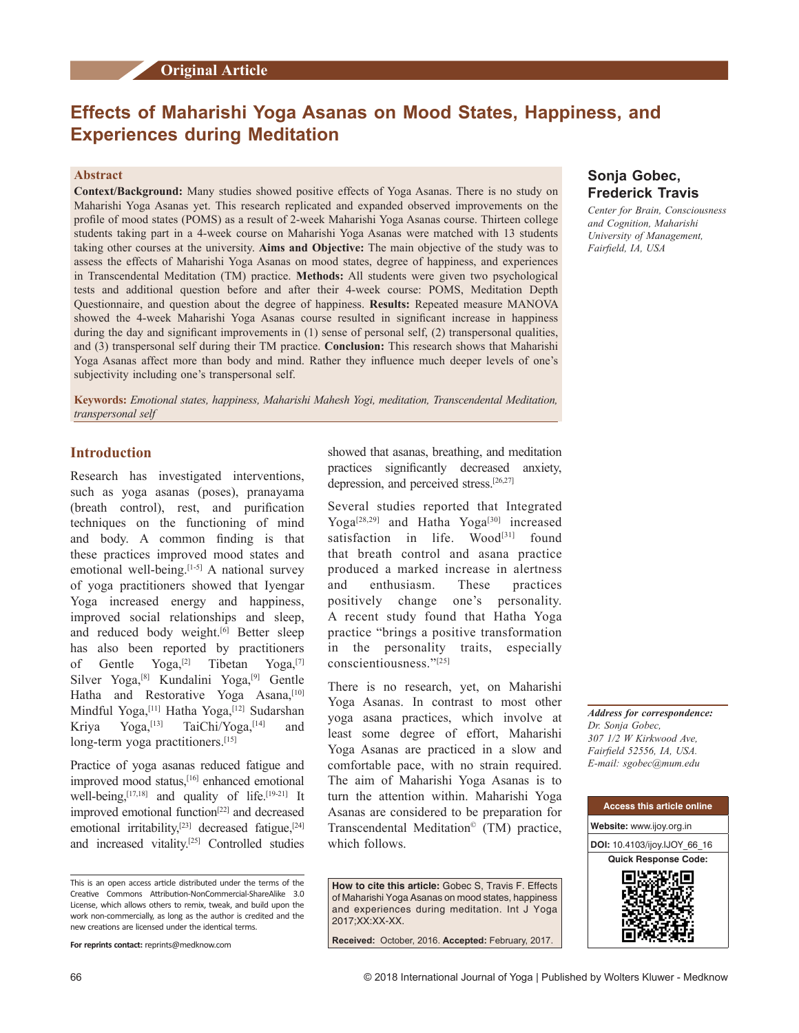Original Article

# Effects of Maharishi Yoga Asanas on Mood States, Happiness, and Experiences during Meditation

**Sonja Gobec, Frederick Travis**

*Center for Brain, Consciousness and Cognition, Maharishi University of Management, Fairfield, IA, USA*

## Abstract

**Context/Background:** Many studies showed positive effects of Yoga Asanas. There is no study on Maharishi Yoga Asanas yet. This research replicated and expanded observed improvements on the profile of mood states (POMS) as a result of 2-week Maharishi Yoga Asanas course. Thirteen college students taking part in a 4-week course on Maharishi Yoga Asanas were matched with 13 students taking other courses at the university. **Aims and Objective:** The main objective of the study was to assess the effects of Maharishi Yoga Asanas on mood states, degree of happiness, and experiences in Transcendental Meditation (TM) practice. **Methods:** All students were given two psychological tests and additional question before and after their 4-week course: POMS, Meditation Depth Questionnaire, and question about the degree of happiness. **Results:** Repeated measure MANOVA showed the 4-week Maharishi Yoga Asanas course resulted in significant increase in happiness during the day and significant improvements in (1) sense of personal self, (2) transpersonal qualities, and (3) transpersonal self during their TM practice. **Conclusion:** This research shows that Maharishi Yoga Asanas affect more than body and mind. Rather they influence much deeper levels of one's subjectivity including one's transpersonal self.

**Keywords:** *Emotional states, happiness, Maharishi Mahesh Yogi, meditation, Transcendental Meditation, transpersonal self*

## Introduction

Research has investigated interventions, such as yoga asanas (poses), pranayama (breath control), rest, and purification techniques on the functioning of mind and body. A common finding is that these practices improved mood states and emotional well-being.[1-5] A national survey of yoga practitioners showed that Iyengar Yoga increased energy and happiness, improved social relationships and sleep, and reduced body weight.[6] Better sleep has also been reported by practitioners of Gentle Yoga,[2] Tibetan Yoga,[7] Silver Yoga,[8] Kundalini Yoga,[9] Gentle Hatha and Restorative Yoga Asana,[10] Mindful Yoga,[11] Hatha Yoga,[12] Sudarshan Kriya Yoga,[13] TaiChi/Yoga,[14] and long-term yoga practitioners.[15]

Practice of yoga asanas reduced fatigue and improved mood status,[16] enhanced emotional well-being,[17,18] and quality of life.[19-21] It improved emotional function[22] and decreased emotional irritability,[23] decreased fatigue,[24] and increased vitality.[25] Controlled studies showed that asanas, breathing, and meditation practices significantly decreased anxiety, depression, and perceived stress.[26,27]

Several studies reported that Integrated Yoga[28,29] and Hatha Yoga[30] increased satisfaction in life. Wood[31] found that breath control and asana practice produced a marked increase in alertness and enthusiasm. These practices positively change one's personality. A recent study found that Hatha Yoga practice "brings a positive transformation in the personality traits, especially conscientiousness."[25]

There is no research, yet, on Maharishi Yoga Asanas. In contrast to most other yoga asana practices, which involve at least some degree of effort, Maharishi Yoga Asanas are practiced in a slow and comfortable pace, with no strain required. The aim of Maharishi Yoga Asanas is to turn the attention within. Maharishi Yoga Asanas are considered to be preparation for Transcendental Meditation© (TM) practice, which follows.

This is an open access article distributed under the terms of the Creative Commons Attribution-NonCommercial-ShareAlike 3.0 License, which allows others to remix, tweak, and build upon the work non-commercially, as long as the author is credited and the new creations are licensed under the identical terms.

**For reprints contact:** reprints@medknow.com

**How to cite this article:** Gobec S, Travis F. Effects of Maharishi Yoga Asanas on mood states, happiness and experiences during meditation. Int J Yoga 2017;XX:XX-XX.

**Received:** October, 2016. **Accepted:** February, 2017.

*Address for correspondence:*
*Dr. Sonja Gobec,*
*307 1/2 W Kirkwood Ave,*
*Fairfield 52556, IA, USA.*
*E-mail: sgobec@mum.edu*

Access this article online

**Website:** www.ijoy.org.in

**DOI:** 10.4103/ijoy.IJOY_66_16

Quick Response Code: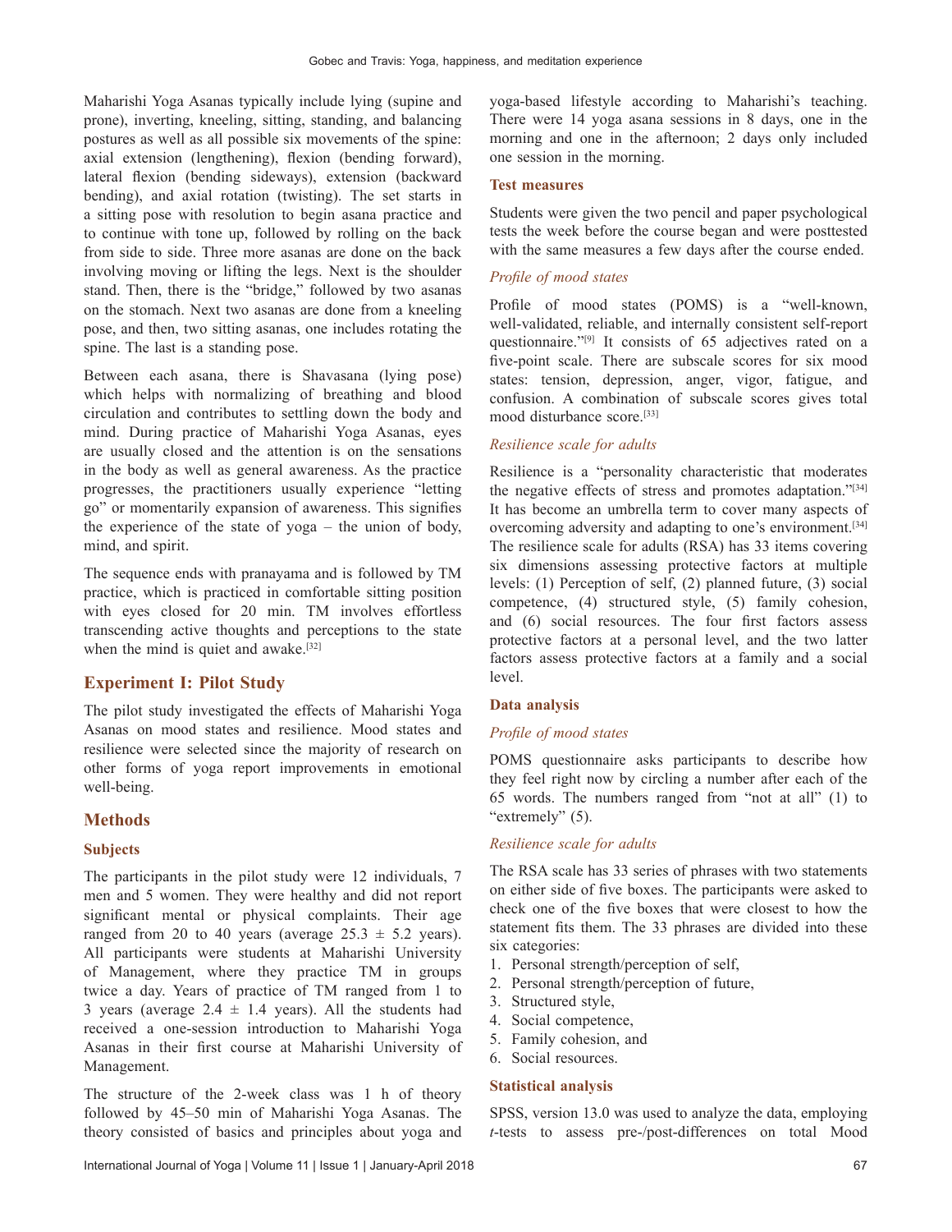Maharishi Yoga Asanas typically include lying (supine and prone), inverting, kneeling, sitting, standing, and balancing postures as well as all possible six movements of the spine: axial extension (lengthening), flexion (bending forward), lateral flexion (bending sideways), extension (backward bending), and axial rotation (twisting). The set starts in a sitting pose with resolution to begin asana practice and to continue with tone up, followed by rolling on the back from side to side. Three more asanas are done on the back involving moving or lifting the legs. Next is the shoulder stand. Then, there is the "bridge," followed by two asanas on the stomach. Next two asanas are done from a kneeling pose, and then, two sitting asanas, one includes rotating the spine. The last is a standing pose.

Between each asana, there is Shavasana (lying pose) which helps with normalizing of breathing and blood circulation and contributes to settling down the body and mind. During practice of Maharishi Yoga Asanas, eyes are usually closed and the attention is on the sensations in the body as well as general awareness. As the practice progresses, the practitioners usually experience "letting go" or momentarily expansion of awareness. This signifies the experience of the state of yoga – the union of body, mind, and spirit.

The sequence ends with pranayama and is followed by TM practice, which is practiced in comfortable sitting position with eyes closed for 20 min. TM involves effortless transcending active thoughts and perceptions to the state when the mind is quiet and awake.[32]

## Experiment I: Pilot Study

The pilot study investigated the effects of Maharishi Yoga Asanas on mood states and resilience. Mood states and resilience were selected since the majority of research on other forms of yoga report improvements in emotional well-being.

## Methods

### Subjects

The participants in the pilot study were 12 individuals, 7 men and 5 women. They were healthy and did not report significant mental or physical complaints. Their age ranged from 20 to 40 years (average 25.3 ± 5.2 years). All participants were students at Maharishi University of Management, where they practice TM in groups twice a day. Years of practice of TM ranged from 1 to 3 years (average 2.4 ± 1.4 years). All the students had received a one-session introduction to Maharishi Yoga Asanas in their first course at Maharishi University of Management.

The structure of the 2-week class was 1 h of theory followed by 45–50 min of Maharishi Yoga Asanas. The theory consisted of basics and principles about yoga and yoga-based lifestyle according to Maharishi's teaching. There were 14 yoga asana sessions in 8 days, one in the morning and one in the afternoon; 2 days only included one session in the morning.

### Test measures

Students were given the two pencil and paper psychological tests the week before the course began and were posttested with the same measures a few days after the course ended.

#### *Profile of mood states*

Profile of mood states (POMS) is a "well-known, well-validated, reliable, and internally consistent self-report questionnaire."[9] It consists of 65 adjectives rated on a five-point scale. There are subscale scores for six mood states: tension, depression, anger, vigor, fatigue, and confusion. A combination of subscale scores gives total mood disturbance score.[33]

#### *Resilience scale for adults*

Resilience is a "personality characteristic that moderates the negative effects of stress and promotes adaptation."[34] It has become an umbrella term to cover many aspects of overcoming adversity and adapting to one's environment.[34] The resilience scale for adults (RSA) has 33 items covering six dimensions assessing protective factors at multiple levels: (1) Perception of self, (2) planned future, (3) social competence, (4) structured style, (5) family cohesion, and (6) social resources. The four first factors assess protective factors at a personal level, and the two latter factors assess protective factors at a family and a social level.

### Data analysis

#### *Profile of mood states*

POMS questionnaire asks participants to describe how they feel right now by circling a number after each of the 65 words. The numbers ranged from "not at all" (1) to "extremely" (5).

#### *Resilience scale for adults*

The RSA scale has 33 series of phrases with two statements on either side of five boxes. The participants were asked to check one of the five boxes that were closest to how the statement fits them. The 33 phrases are divided into these six categories:

1. Personal strength/perception of self,
2. Personal strength/perception of future,
3. Structured style,
4. Social competence,
5. Family cohesion, and
6. Social resources.

### Statistical analysis

SPSS, version 13.0 was used to analyze the data, employing *t*-tests to assess pre-/post-differences on total Mood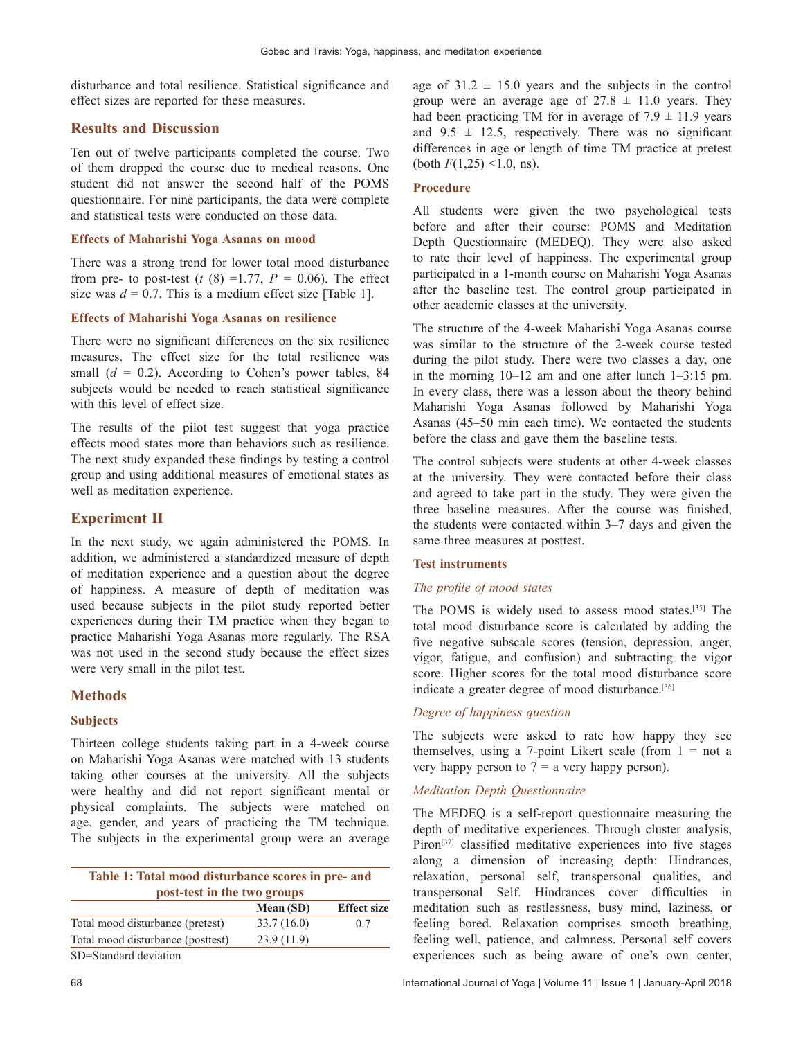disturbance and total resilience. Statistical significance and effect sizes are reported for these measures.

## Results and Discussion

Ten out of twelve participants completed the course. Two of them dropped the course due to medical reasons. One student did not answer the second half of the POMS questionnaire. For nine participants, the data were complete and statistical tests were conducted on those data.

### Effects of Maharishi Yoga Asanas on mood

There was a strong trend for lower total mood disturbance from pre- to post-test ($t$ (8) =1.77, $P$ = 0.06). The effect size was $d$ = 0.7. This is a medium effect size [Table 1].

### Effects of Maharishi Yoga Asanas on resilience

There were no significant differences on the six resilience measures. The effect size for the total resilience was small ($d$ = 0.2). According to Cohen's power tables, 84 subjects would be needed to reach statistical significance with this level of effect size.

The results of the pilot test suggest that yoga practice effects mood states more than behaviors such as resilience. The next study expanded these findings by testing a control group and using additional measures of emotional states as well as meditation experience.

## Experiment II

In the next study, we again administered the POMS. In addition, we administered a standardized measure of depth of meditation experience and a question about the degree of happiness. A measure of depth of meditation was used because subjects in the pilot study reported better experiences during their TM practice when they began to practice Maharishi Yoga Asanas more regularly. The RSA was not used in the second study because the effect sizes were very small in the pilot test.

## Methods

### Subjects

Thirteen college students taking part in a 4-week course on Maharishi Yoga Asanas were matched with 13 students taking other courses at the university. All the subjects were healthy and did not report significant mental or physical complaints. The subjects were matched on age, gender, and years of practicing the TM technique. The subjects in the experimental group were an average age of 31.2 ± 15.0 years and the subjects in the control group were an average age of 27.8 ± 11.0 years. They had been practicing TM for in average of 7.9 ± 11.9 years and 9.5 ± 12.5, respectively. There was no significant differences in age or length of time TM practice at pretest (both $F$(1,25) <1.0, ns).

**Table 1: Total mood disturbance scores in pre- and post-test in the two groups**

| | Mean (SD) | Effect size |
|---|---|---|
| Total mood disturbance (pretest) | 33.7 (16.0) | 0.7 |
| Total mood disturbance (posttest) | 23.9 (11.9) | |

SD=Standard deviation

### Procedure

All students were given the two psychological tests before and after their course: POMS and Meditation Depth Questionnaire (MEDEQ). They were also asked to rate their level of happiness. The experimental group participated in a 1-month course on Maharishi Yoga Asanas after the baseline test. The control group participated in other academic classes at the university.

The structure of the 4-week Maharishi Yoga Asanas course was similar to the structure of the 2-week course tested during the pilot study. There were two classes a day, one in the morning 10–12 am and one after lunch 1–3:15 pm. In every class, there was a lesson about the theory behind Maharishi Yoga Asanas followed by Maharishi Yoga Asanas (45–50 min each time). We contacted the students before the class and gave them the baseline tests.

The control subjects were students at other 4-week classes at the university. They were contacted before their class and agreed to take part in the study. They were given the three baseline measures. After the course was finished, the students were contacted within 3–7 days and given the same three measures at posttest.

### Test instruments

#### *The profile of mood states*

The POMS is widely used to assess mood states.[35] The total mood disturbance score is calculated by adding the five negative subscale scores (tension, depression, anger, vigor, fatigue, and confusion) and subtracting the vigor score. Higher scores for the total mood disturbance score indicate a greater degree of mood disturbance.[36]

#### *Degree of happiness question*

The subjects were asked to rate how happy they see themselves, using a 7-point Likert scale (from 1 = not a very happy person to 7 = a very happy person).

#### *Meditation Depth Questionnaire*

The MEDEQ is a self-report questionnaire measuring the depth of meditative experiences. Through cluster analysis, Piron[37] classified meditative experiences into five stages along a dimension of increasing depth: Hindrances, relaxation, personal self, transpersonal qualities, and transpersonal Self. Hindrances cover difficulties in meditation such as restlessness, busy mind, laziness, or feeling bored. Relaxation comprises smooth breathing, feeling well, patience, and calmness. Personal self covers experiences such as being aware of one's own center,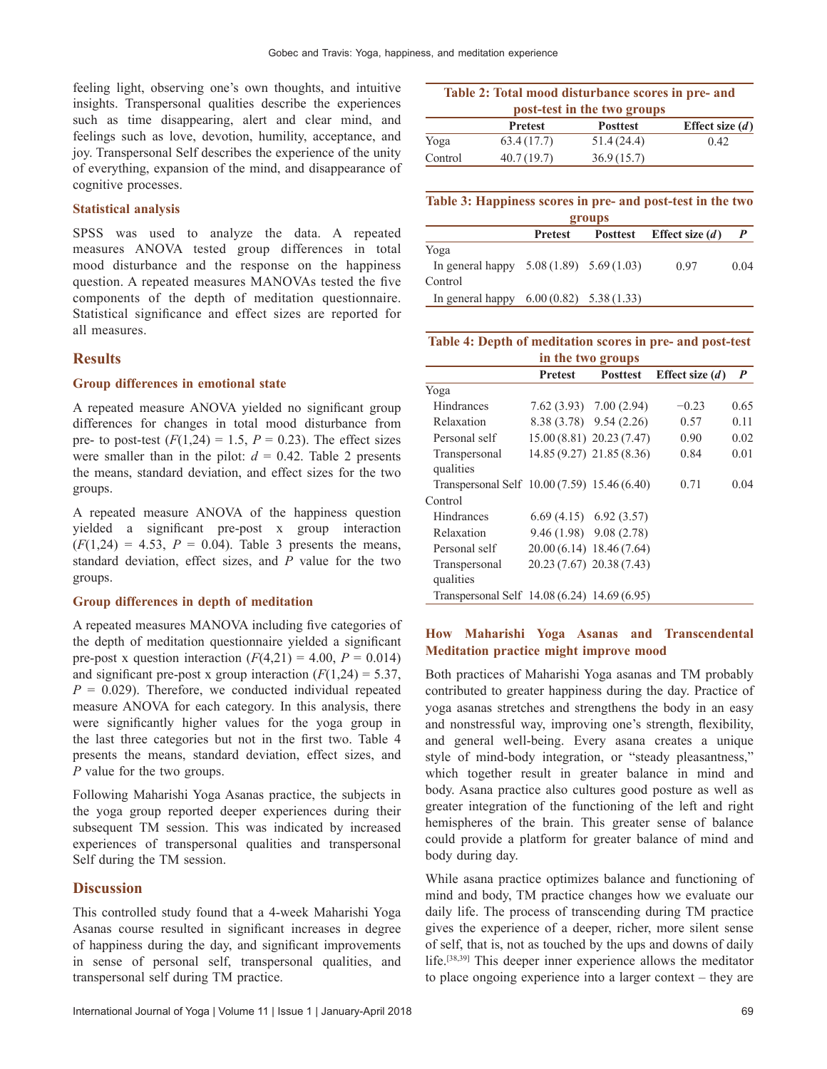feeling light, observing one's own thoughts, and intuitive insights. Transpersonal qualities describe the experiences such as time disappearing, alert and clear mind, and feelings such as love, devotion, humility, acceptance, and joy. Transpersonal Self describes the experience of the unity of everything, expansion of the mind, and disappearance of cognitive processes.

### Statistical analysis

SPSS was used to analyze the data. A repeated measures ANOVA tested group differences in total mood disturbance and the response on the happiness question. A repeated measures MANOVAs tested the five components of the depth of meditation questionnaire. Statistical significance and effect sizes are reported for all measures.

## Results

### Group differences in emotional state

A repeated measure ANOVA yielded no significant group differences for changes in total mood disturbance from pre- to post-test ($F(1,24) = 1.5$, $P = 0.23$). The effect sizes were smaller than in the pilot: $d = 0.42$. Table 2 presents the means, standard deviation, and effect sizes for the two groups.

A repeated measure ANOVA of the happiness question yielded a significant pre-post x group interaction ($F(1,24) = 4.53$, $P = 0.04$). Table 3 presents the means, standard deviation, effect sizes, and $P$ value for the two groups.

### Group differences in depth of meditation

A repeated measures MANOVA including five categories of the depth of meditation questionnaire yielded a significant pre-post x question interaction ($F(4,21) = 4.00$, $P = 0.014$) and significant pre-post x group interaction ($F(1,24) = 5.37$, $P = 0.029$). Therefore, we conducted individual repeated measure ANOVA for each category. In this analysis, there were significantly higher values for the yoga group in the last three categories but not in the first two. Table 4 presents the means, standard deviation, effect sizes, and $P$ value for the two groups.

Following Maharishi Yoga Asanas practice, the subjects in the yoga group reported deeper experiences during their subsequent TM session. This was indicated by increased experiences of transpersonal qualities and transpersonal Self during the TM session.

**Table 2: Total mood disturbance scores in pre- and post-test in the two groups**

| | Pretest | Posttest | Effect size ($d$) |
|---|---|---|---|
| Yoga | 63.4 (17.7) | 51.4 (24.4) | 0.42 |
| Control | 40.7 (19.7) | 36.9 (15.7) | |

**Table 3: Happiness scores in pre- and post-test in the two groups**

| | Pretest | Posttest | Effect size ($d$) | $P$ |
|---|---|---|---|---|
| Yoga | | | | |
| In general happy | 5.08 (1.89) | 5.69 (1.03) | 0.97 | 0.04 |
| Control | | | | |
| In general happy | 6.00 (0.82) | 5.38 (1.33) | | |

**Table 4: Depth of meditation scores in pre- and post-test in the two groups**

| | Pretest | Posttest | Effect size ($d$) | $P$ |
|---|---|---|---|---|
| Yoga | | | | |
| Hindrances | 7.62 (3.93) | 7.00 (2.94) | −0.23 | 0.65 |
| Relaxation | 8.38 (3.78) | 9.54 (2.26) | 0.57 | 0.11 |
| Personal self | 15.00 (8.81) | 20.23 (7.47) | 0.90 | 0.02 |
| Transpersonal qualities | 14.85 (9.27) | 21.85 (8.36) | 0.84 | 0.01 |
| Transpersonal Self | 10.00 (7.59) | 15.46 (6.40) | 0.71 | 0.04 |
| Control | | | | |
| Hindrances | 6.69 (4.15) | 6.92 (3.57) | | |
| Relaxation | 9.46 (1.98) | 9.08 (2.78) | | |
| Personal self | 20.00 (6.14) | 18.46 (7.64) | | |
| Transpersonal qualities | 20.23 (7.67) | 20.38 (7.43) | | |
| Transpersonal Self | 14.08 (6.24) | 14.69 (6.95) | | |

## Discussion

This controlled study found that a 4-week Maharishi Yoga Asanas course resulted in significant increases in degree of happiness during the day, and significant improvements in sense of personal self, transpersonal qualities, and transpersonal self during TM practice.

### How Maharishi Yoga Asanas and Transcendental Meditation practice might improve mood

Both practices of Maharishi Yoga asanas and TM probably contributed to greater happiness during the day. Practice of yoga asanas stretches and strengthens the body in an easy and nonstressful way, improving one's strength, flexibility, and general well-being. Every asana creates a unique style of mind-body integration, or "steady pleasantness," which together result in greater balance in mind and body. Asana practice also cultures good posture as well as greater integration of the functioning of the left and right hemispheres of the brain. This greater sense of balance could provide a platform for greater balance of mind and body during day.

While asana practice optimizes balance and functioning of mind and body, TM practice changes how we evaluate our daily life. The process of transcending during TM practice gives the experience of a deeper, richer, more silent sense of self, that is, not as touched by the ups and downs of daily life.[38,39] This deeper inner experience allows the meditator to place ongoing experience into a larger context – they are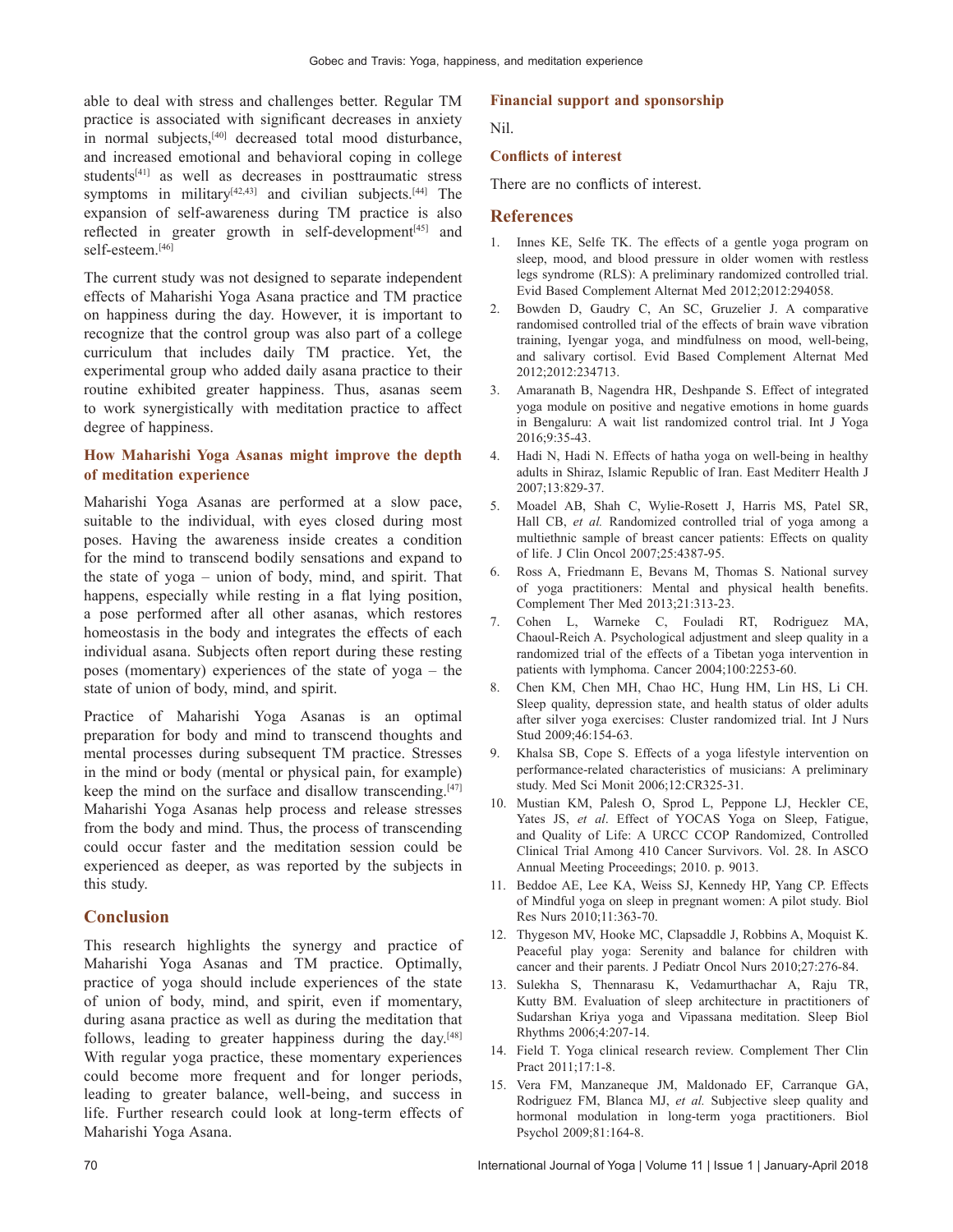able to deal with stress and challenges better. Regular TM practice is associated with significant decreases in anxiety in normal subjects,[40] decreased total mood disturbance, and increased emotional and behavioral coping in college students[41] as well as decreases in posttraumatic stress symptoms in military[42,43] and civilian subjects.[44] The expansion of self-awareness during TM practice is also reflected in greater growth in self-development[45] and self-esteem.[46]

The current study was not designed to separate independent effects of Maharishi Yoga Asana practice and TM practice on happiness during the day. However, it is important to recognize that the control group was also part of a college curriculum that includes daily TM practice. Yet, the experimental group who added daily asana practice to their routine exhibited greater happiness. Thus, asanas seem to work synergistically with meditation practice to affect degree of happiness.

### How Maharishi Yoga Asanas might improve the depth of meditation experience

Maharishi Yoga Asanas are performed at a slow pace, suitable to the individual, with eyes closed during most poses. Having the awareness inside creates a condition for the mind to transcend bodily sensations and expand to the state of yoga – union of body, mind, and spirit. That happens, especially while resting in a flat lying position, a pose performed after all other asanas, which restores homeostasis in the body and integrates the effects of each individual asana. Subjects often report during these resting poses (momentary) experiences of the state of yoga – the state of union of body, mind, and spirit.

Practice of Maharishi Yoga Asanas is an optimal preparation for body and mind to transcend thoughts and mental processes during subsequent TM practice. Stresses in the mind or body (mental or physical pain, for example) keep the mind on the surface and disallow transcending.[47] Maharishi Yoga Asanas help process and release stresses from the body and mind. Thus, the process of transcending could occur faster and the meditation session could be experienced as deeper, as was reported by the subjects in this study.

## Conclusion

This research highlights the synergy and practice of Maharishi Yoga Asanas and TM practice. Optimally, practice of yoga should include experiences of the state of union of body, mind, and spirit, even if momentary, during asana practice as well as during the meditation that follows, leading to greater happiness during the day.[48] With regular yoga practice, these momentary experiences could become more frequent and for longer periods, leading to greater balance, well-being, and success in life. Further research could look at long-term effects of Maharishi Yoga Asana.

### Financial support and sponsorship

Nil.

### Conflicts of interest

There are no conflicts of interest.

## References

1. Innes KE, Selfe TK. The effects of a gentle yoga program on sleep, mood, and blood pressure in older women with restless legs syndrome (RLS): A preliminary randomized controlled trial. Evid Based Complement Alternat Med 2012;2012:294058.
2. Bowden D, Gaudry C, An SC, Gruzelier J. A comparative randomised controlled trial of the effects of brain wave vibration training, Iyengar yoga, and mindfulness on mood, well-being, and salivary cortisol. Evid Based Complement Alternat Med 2012;2012:234713.
3. Amaranath B, Nagendra HR, Deshpande S. Effect of integrated yoga module on positive and negative emotions in home guards in Bengaluru: A wait list randomized control trial. Int J Yoga 2016;9:35-43.
4. Hadi N, Hadi N. Effects of hatha yoga on well-being in healthy adults in Shiraz, Islamic Republic of Iran. East Mediterr Health J 2007;13:829-37.
5. Moadel AB, Shah C, Wylie-Rosett J, Harris MS, Patel SR, Hall CB, *et al.* Randomized controlled trial of yoga among a multiethnic sample of breast cancer patients: Effects on quality of life. J Clin Oncol 2007;25:4387-95.
6. Ross A, Friedmann E, Bevans M, Thomas S. National survey of yoga practitioners: Mental and physical health benefits. Complement Ther Med 2013;21:313-23.
7. Cohen L, Warneke C, Fouladi RT, Rodriguez MA, Chaoul-Reich A. Psychological adjustment and sleep quality in a randomized trial of the effects of a Tibetan yoga intervention in patients with lymphoma. Cancer 2004;100:2253-60.
8. Chen KM, Chen MH, Chao HC, Hung HM, Lin HS, Li CH. Sleep quality, depression state, and health status of older adults after silver yoga exercises: Cluster randomized trial. Int J Nurs Stud 2009;46:154-63.
9. Khalsa SB, Cope S. Effects of a yoga lifestyle intervention on performance-related characteristics of musicians: A preliminary study. Med Sci Monit 2006;12:CR325-31.
10. Mustian KM, Palesh O, Sprod L, Peppone LJ, Heckler CE, Yates JS, *et al*. Effect of YOCAS Yoga on Sleep, Fatigue, and Quality of Life: A URCC CCOP Randomized, Controlled Clinical Trial Among 410 Cancer Survivors. Vol. 28. In ASCO Annual Meeting Proceedings; 2010. p. 9013.
11. Beddoe AE, Lee KA, Weiss SJ, Kennedy HP, Yang CP. Effects of Mindful yoga on sleep in pregnant women: A pilot study. Biol Res Nurs 2010;11:363-70.
12. Thygeson MV, Hooke MC, Clapsaddle J, Robbins A, Moquist K. Peaceful play yoga: Serenity and balance for children with cancer and their parents. J Pediatr Oncol Nurs 2010;27:276-84.
13. Sulekha S, Thennarasu K, Vedamurthachar A, Raju TR, Kutty BM. Evaluation of sleep architecture in practitioners of Sudarshan Kriya yoga and Vipassana meditation. Sleep Biol Rhythms 2006;4:207-14.
14. Field T. Yoga clinical research review. Complement Ther Clin Pract 2011;17:1-8.
15. Vera FM, Manzaneque JM, Maldonado EF, Carranque GA, Rodriguez FM, Blanca MJ, *et al.* Subjective sleep quality and hormonal modulation in long-term yoga practitioners. Biol Psychol 2009;81:164-8.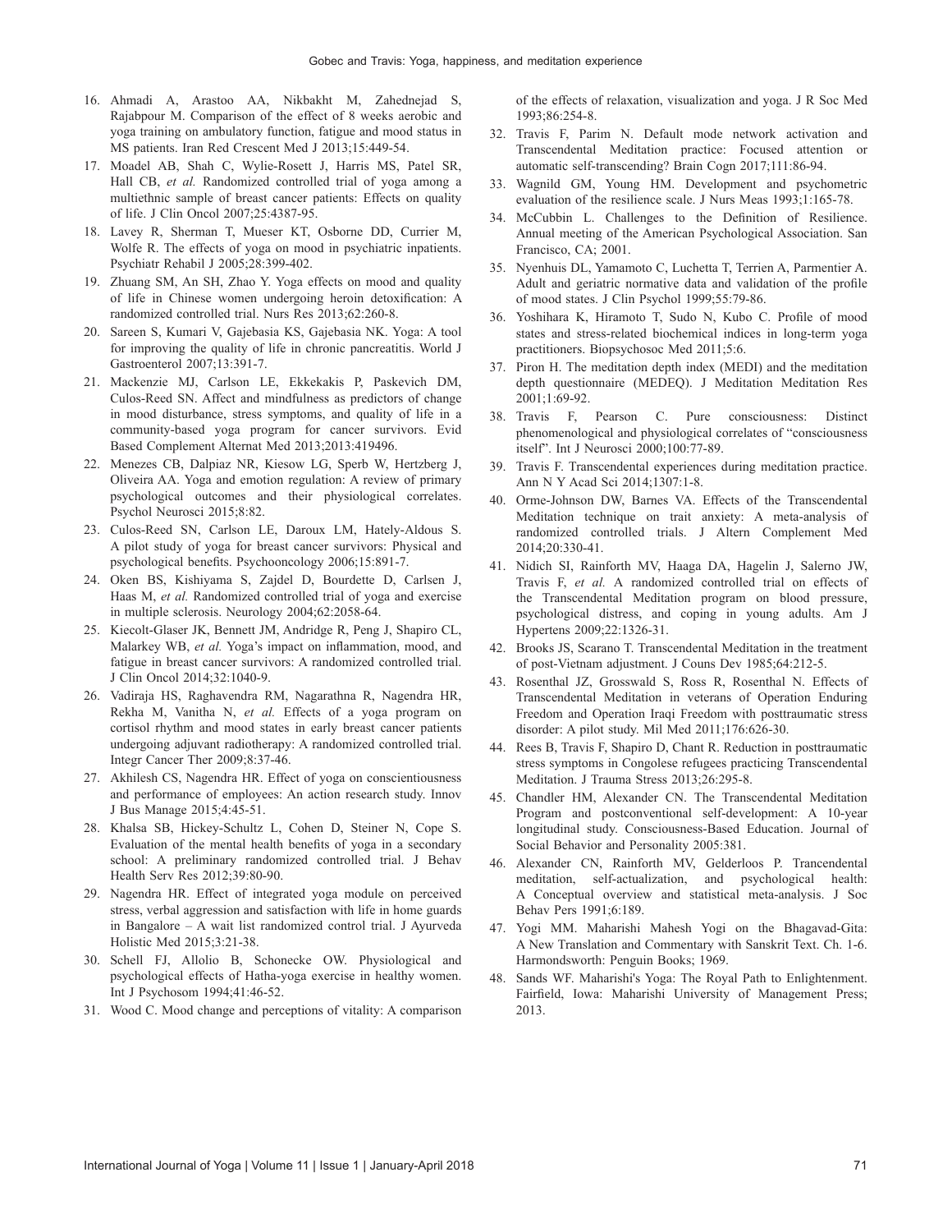16. Ahmadi A, Arastoo AA, Nikbakht M, Zahednejad S, Rajabpour M. Comparison of the effect of 8 weeks aerobic and yoga training on ambulatory function, fatigue and mood status in MS patients. Iran Red Crescent Med J 2013;15:449-54.
17. Moadel AB, Shah C, Wylie-Rosett J, Harris MS, Patel SR, Hall CB, *et al.* Randomized controlled trial of yoga among a multiethnic sample of breast cancer patients: Effects on quality of life. J Clin Oncol 2007;25:4387-95.
18. Lavey R, Sherman T, Mueser KT, Osborne DD, Currier M, Wolfe R. The effects of yoga on mood in psychiatric inpatients. Psychiatr Rehabil J 2005;28:399-402.
19. Zhuang SM, An SH, Zhao Y. Yoga effects on mood and quality of life in Chinese women undergoing heroin detoxification: A randomized controlled trial. Nurs Res 2013;62:260-8.
20. Sareen S, Kumari V, Gajebasia KS, Gajebasia NK. Yoga: A tool for improving the quality of life in chronic pancreatitis. World J Gastroenterol 2007;13:391-7.
21. Mackenzie MJ, Carlson LE, Ekkekakis P, Paskevich DM, Culos-Reed SN. Affect and mindfulness as predictors of change in mood disturbance, stress symptoms, and quality of life in a community-based yoga program for cancer survivors. Evid Based Complement Alternat Med 2013;2013:419496.
22. Menezes CB, Dalpiaz NR, Kiesow LG, Sperb W, Hertzberg J, Oliveira AA. Yoga and emotion regulation: A review of primary psychological outcomes and their physiological correlates. Psychol Neurosci 2015;8:82.
23. Culos-Reed SN, Carlson LE, Daroux LM, Hately-Aldous S. A pilot study of yoga for breast cancer survivors: Physical and psychological benefits. Psychooncology 2006;15:891-7.
24. Oken BS, Kishiyama S, Zajdel D, Bourdette D, Carlsen J, Haas M, *et al.* Randomized controlled trial of yoga and exercise in multiple sclerosis. Neurology 2004;62:2058-64.
25. Kiecolt-Glaser JK, Bennett JM, Andridge R, Peng J, Shapiro CL, Malarkey WB, *et al.* Yoga's impact on inflammation, mood, and fatigue in breast cancer survivors: A randomized controlled trial. J Clin Oncol 2014;32:1040-9.
26. Vadiraja HS, Raghavendra RM, Nagarathna R, Nagendra HR, Rekha M, Vanitha N, *et al.* Effects of a yoga program on cortisol rhythm and mood states in early breast cancer patients undergoing adjuvant radiotherapy: A randomized controlled trial. Integr Cancer Ther 2009;8:37-46.
27. Akhilesh CS, Nagendra HR. Effect of yoga on conscientiousness and performance of employees: An action research study. Innov J Bus Manage 2015;4:45-51.
28. Khalsa SB, Hickey-Schultz L, Cohen D, Steiner N, Cope S. Evaluation of the mental health benefits of yoga in a secondary school: A preliminary randomized controlled trial. J Behav Health Serv Res 2012;39:80-90.
29. Nagendra HR. Effect of integrated yoga module on perceived stress, verbal aggression and satisfaction with life in home guards in Bangalore – A wait list randomized control trial. J Ayurveda Holistic Med 2015;3:21-38.
30. Schell FJ, Allolio B, Schonecke OW. Physiological and psychological effects of Hatha-yoga exercise in healthy women. Int J Psychosom 1994;41:46-52.
31. Wood C. Mood change and perceptions of vitality: A comparison of the effects of relaxation, visualization and yoga. J R Soc Med 1993;86:254-8.
32. Travis F, Parim N. Default mode network activation and Transcendental Meditation practice: Focused attention or automatic self-transcending? Brain Cogn 2017;111:86-94.
33. Wagnild GM, Young HM. Development and psychometric evaluation of the resilience scale. J Nurs Meas 1993;1:165-78.
34. McCubbin L. Challenges to the Definition of Resilience. Annual meeting of the American Psychological Association. San Francisco, CA; 2001.
35. Nyenhuis DL, Yamamoto C, Luchetta T, Terrien A, Parmentier A. Adult and geriatric normative data and validation of the profile of mood states. J Clin Psychol 1999;55:79-86.
36. Yoshihara K, Hiramoto T, Sudo N, Kubo C. Profile of mood states and stress-related biochemical indices in long-term yoga practitioners. Biopsychosoc Med 2011;5:6.
37. Piron H. The meditation depth index (MEDI) and the meditation depth questionnaire (MEDEQ). J Meditation Meditation Res 2001;1:69-92.
38. Travis F, Pearson C. Pure consciousness: Distinct phenomenological and physiological correlates of "consciousness itself". Int J Neurosci 2000;100:77-89.
39. Travis F. Transcendental experiences during meditation practice. Ann N Y Acad Sci 2014;1307:1-8.
40. Orme-Johnson DW, Barnes VA. Effects of the Transcendental Meditation technique on trait anxiety: A meta-analysis of randomized controlled trials. J Altern Complement Med 2014;20:330-41.
41. Nidich SI, Rainforth MV, Haaga DA, Hagelin J, Salerno JW, Travis F, *et al.* A randomized controlled trial on effects of the Transcendental Meditation program on blood pressure, psychological distress, and coping in young adults. Am J Hypertens 2009;22:1326-31.
42. Brooks JS, Scarano T. Transcendental Meditation in the treatment of post-Vietnam adjustment. J Couns Dev 1985;64:212-5.
43. Rosenthal JZ, Grosswald S, Ross R, Rosenthal N. Effects of Transcendental Meditation in veterans of Operation Enduring Freedom and Operation Iraqi Freedom with posttraumatic stress disorder: A pilot study. Mil Med 2011;176:626-30.
44. Rees B, Travis F, Shapiro D, Chant R. Reduction in posttraumatic stress symptoms in Congolese refugees practicing Transcendental Meditation. J Trauma Stress 2013;26:295-8.
45. Chandler HM, Alexander CN. The Transcendental Meditation Program and postconventional self-development: A 10-year longitudinal study. Consciousness-Based Education. Journal of Social Behavior and Personality 2005:381.
46. Alexander CN, Rainforth MV, Gelderloos P. Trancendental meditation, self-actualization, and psychological health: A Conceptual overview and statistical meta-analysis. J Soc Behav Pers 1991;6:189.
47. Yogi MM. Maharishi Mahesh Yogi on the Bhagavad-Gita: A New Translation and Commentary with Sanskrit Text. Ch. 1-6. Harmondsworth: Penguin Books; 1969.
48. Sands WF. Maharishi's Yoga: The Royal Path to Enlightenment. Fairfield, Iowa: Maharishi University of Management Press; 2013.